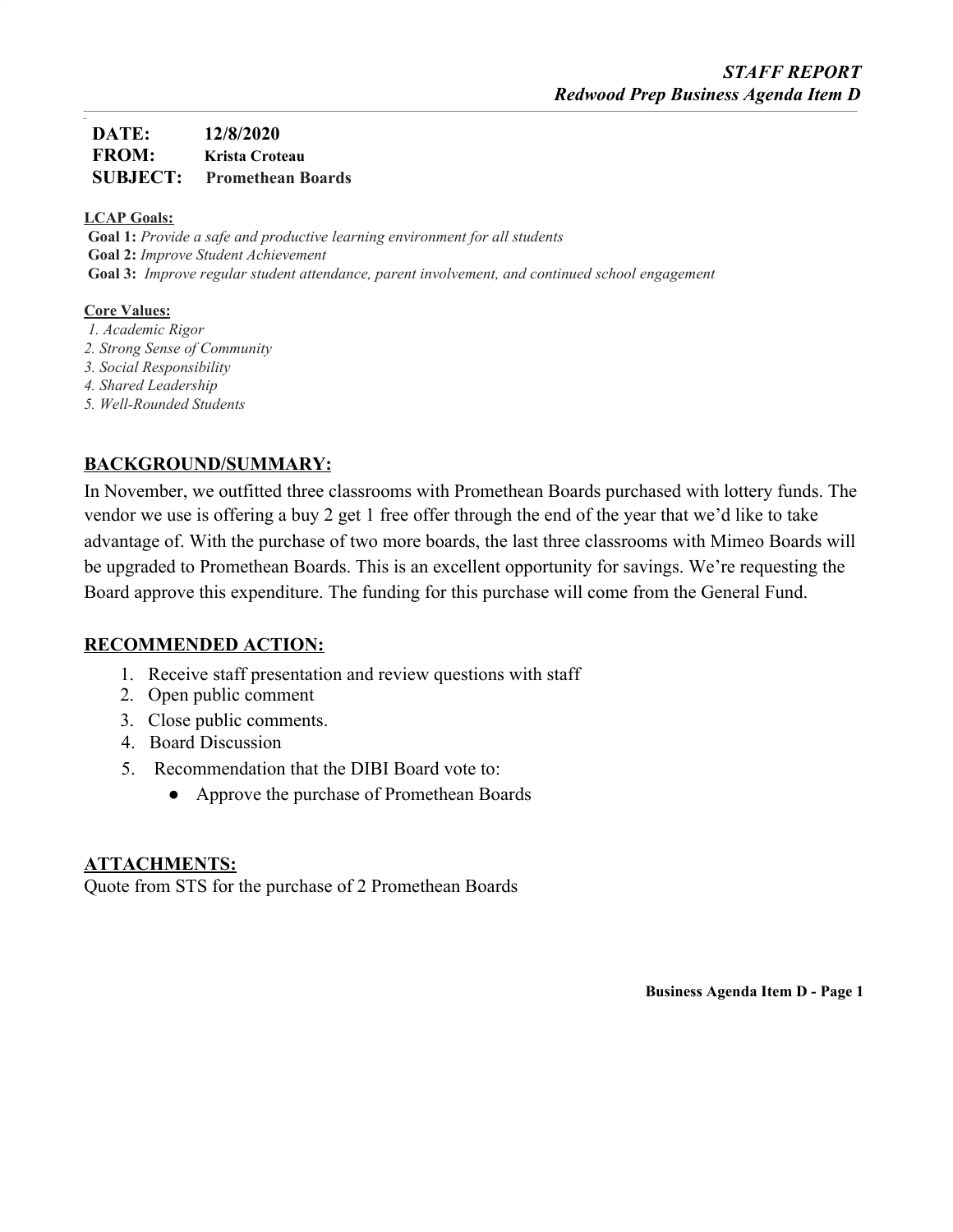***STAFF REPORT***
***Redwood Prep Business Agenda Item D***

**DATE:** **12/8/2020**
**FROM:** **Krista Croteau**
**SUBJECT:** **Promethean Boards**

**LCAP Goals:**

**Goal 1:** *Provide a safe and productive learning environment for all students*
**Goal 2:** *Improve Student Achievement*
**Goal 3:** *Improve regular student attendance, parent involvement, and continued school engagement*

**Core Values:**

1. *Academic Rigor*
2. *Strong Sense of Community*
3. *Social Responsibility*
4. *Shared Leadership*
5. *Well-Rounded Students*

## BACKGROUND/SUMMARY:

In November, we outfitted three classrooms with Promethean Boards purchased with lottery funds. The vendor we use is offering a buy 2 get 1 free offer through the end of the year that we'd like to take advantage of. With the purchase of two more boards, the last three classrooms with Mimeo Boards will be upgraded to Promethean Boards. This is an excellent opportunity for savings. We're requesting the Board approve this expenditure. The funding for this purchase will come from the General Fund.

## RECOMMENDED ACTION:

1. Receive staff presentation and review questions with staff
2. Open public comment
3. Close public comments.
4. Board Discussion
5. Recommendation that the DIBI Board vote to:
   - Approve the purchase of Promethean Boards

## ATTACHMENTS:

Quote from STS for the purchase of 2 Promethean Boards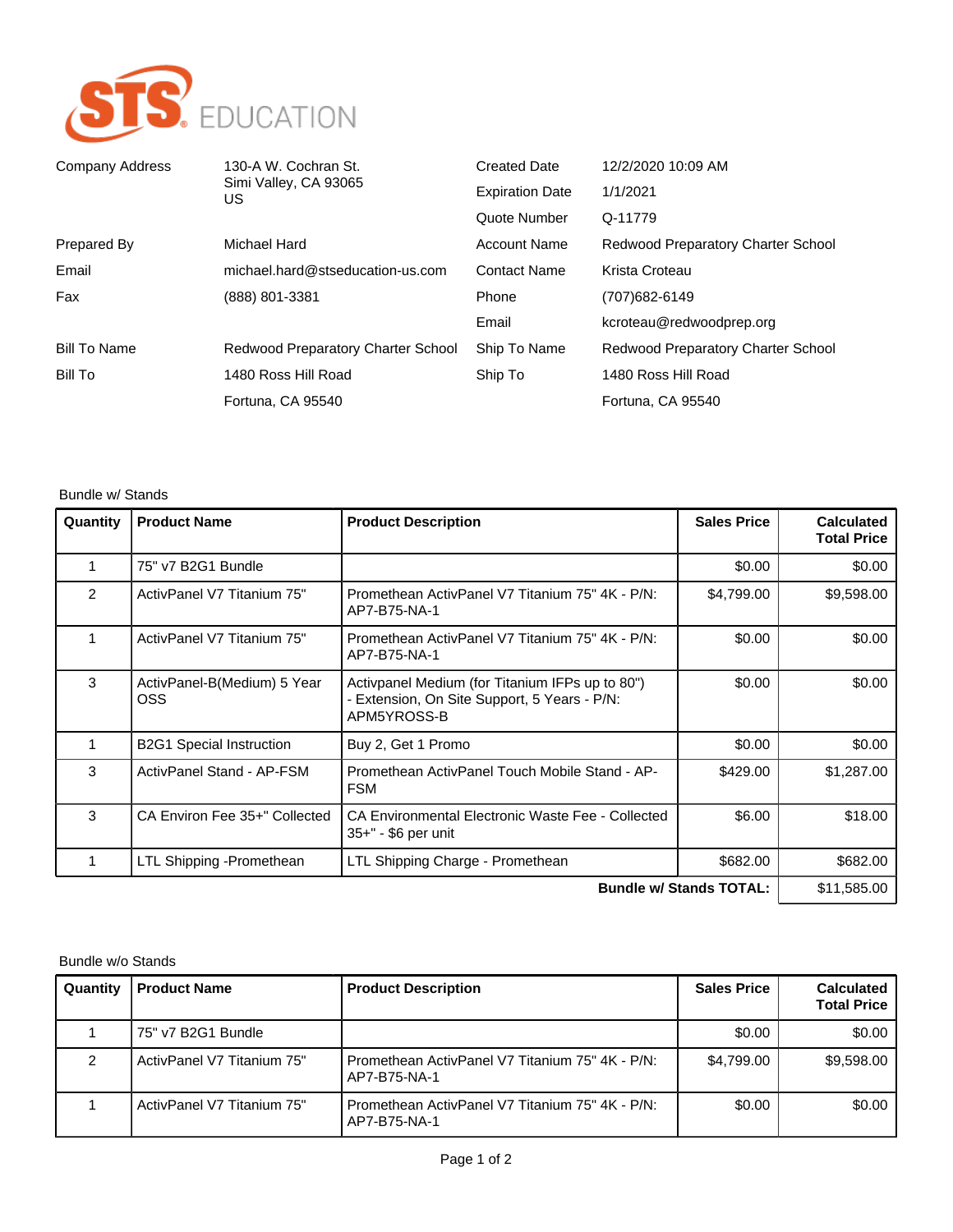STS EDUCATION

| | | | |
|---|---|---|---|
| Company Address | 130-A W. Cochran St.<br>Simi Valley, CA 93065<br>US | Created Date | 12/2/2020 10:09 AM |
| | | Expiration Date | 1/1/2021 |
| | | Quote Number | Q-11779 |
| Prepared By | Michael Hard | Account Name | Redwood Preparatory Charter School |
| Email | michael.hard@stseducation-us.com | Contact Name | Krista Croteau |
| Fax | (888) 801-3381 | Phone | (707)682-6149 |
| | | Email | kcroteau@redwoodprep.org |
| Bill To Name | Redwood Preparatory Charter School | Ship To Name | Redwood Preparatory Charter School |
| Bill To | 1480 Ross Hill Road<br>Fortuna, CA 95540 | Ship To | 1480 Ross Hill Road<br>Fortuna, CA 95540 |

Bundle w/ Stands

| Quantity | Product Name | Product Description | Sales Price | Calculated Total Price |
|---|---|---|---|---|
| 1 | 75" v7 B2G1 Bundle | | $0.00 | $0.00 |
| 2 | ActivPanel V7 Titanium 75" | Promethean ActivPanel V7 Titanium 75" 4K - P/N: AP7-B75-NA-1 | $4,799.00 | $9,598.00 |
| 1 | ActivPanel V7 Titanium 75" | Promethean ActivPanel V7 Titanium 75" 4K - P/N: AP7-B75-NA-1 | $0.00 | $0.00 |
| 3 | ActivPanel-B(Medium) 5 Year OSS | Activpanel Medium (for Titanium IFPs up to 80") - Extension, On Site Support, 5 Years - P/N: APM5YROSS-B | $0.00 | $0.00 |
| 1 | B2G1 Special Instruction | Buy 2, Get 1 Promo | $0.00 | $0.00 |
| 3 | ActivPanel Stand - AP-FSM | Promethean ActivPanel Touch Mobile Stand - AP-FSM | $429.00 | $1,287.00 |
| 3 | CA Environ Fee 35+" Collected | CA Environmental Electronic Waste Fee - Collected 35+" - $6 per unit | $6.00 | $18.00 |
| 1 | LTL Shipping -Promethean | LTL Shipping Charge - Promethean | $682.00 | $682.00 |
| | | | **Bundle w/ Stands TOTAL:** | $11,585.00 |

Bundle w/o Stands

| Quantity | Product Name | Product Description | Sales Price | Calculated Total Price |
|---|---|---|---|---|
| 1 | 75" v7 B2G1 Bundle | | $0.00 | $0.00 |
| 2 | ActivPanel V7 Titanium 75" | Promethean ActivPanel V7 Titanium 75" 4K - P/N: AP7-B75-NA-1 | $4,799.00 | $9,598.00 |
| 1 | ActivPanel V7 Titanium 75" | Promethean ActivPanel V7 Titanium 75" 4K - P/N: AP7-B75-NA-1 | $0.00 | $0.00 |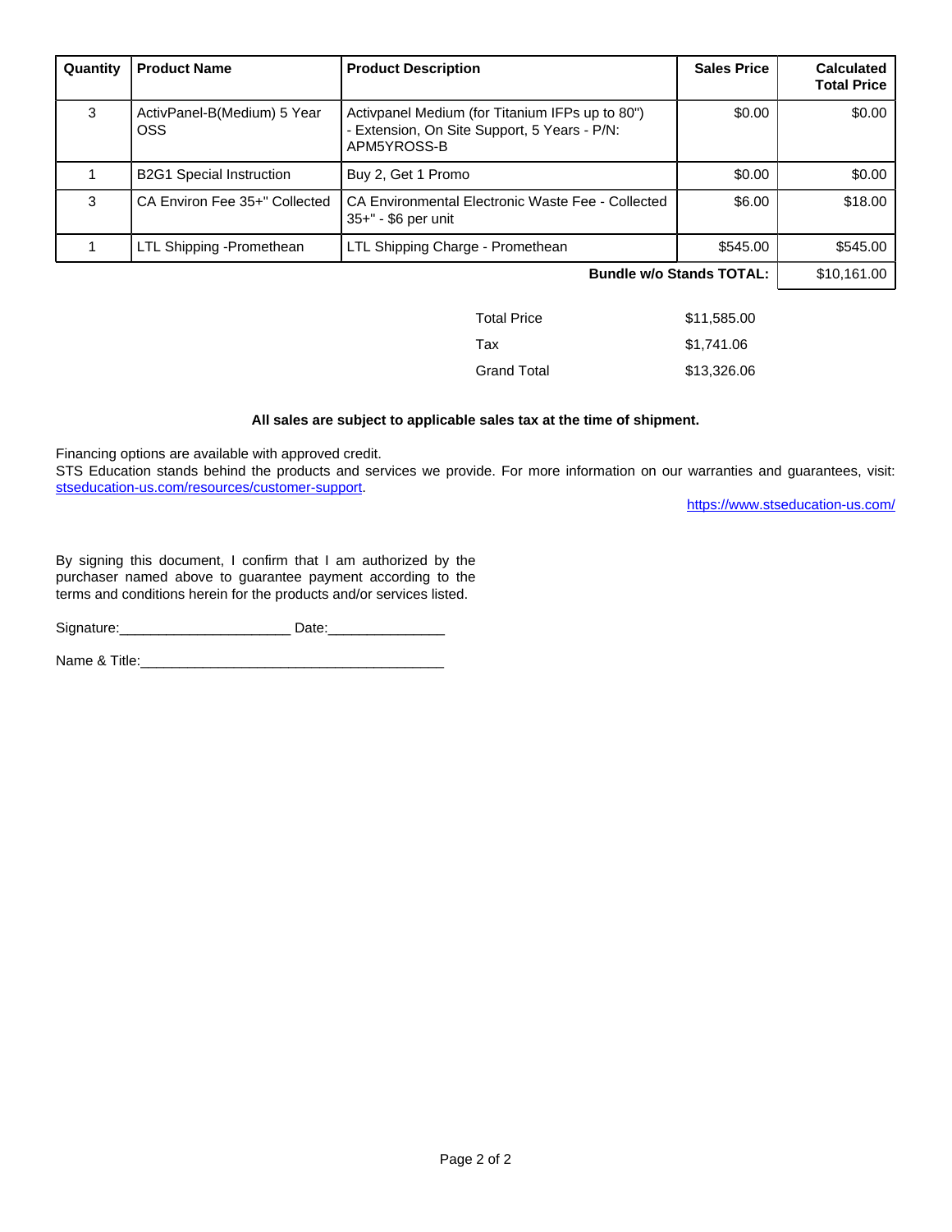| Quantity | Product Name | Product Description | Sales Price | Calculated Total Price |
|---|---|---|---|---|
| 3 | ActivPanel-B(Medium) 5 Year OSS | Activpanel Medium (for Titanium IFPs up to 80") - Extension, On Site Support, 5 Years - P/N: APM5YROSS-B | $0.00 | $0.00 |
| 1 | B2G1 Special Instruction | Buy 2, Get 1 Promo | $0.00 | $0.00 |
| 3 | CA Environ Fee 35+" Collected | CA Environmental Electronic Waste Fee - Collected 35+" - $6 per unit | $6.00 | $18.00 |
| 1 | LTL Shipping -Promethean | LTL Shipping Charge - Promethean | $545.00 | $545.00 |
| | | | **Bundle w/o Stands TOTAL:** | $10,161.00 |

| | |
|---|---|
| Total Price | $11,585.00 |
| Tax | $1,741.06 |
| Grand Total | $13,326.06 |

**All sales are subject to applicable sales tax at the time of shipment.**

Financing options are available with approved credit.
STS Education stands behind the products and services we provide. For more information on our warranties and guarantees, visit: stseducation-us.com/resources/customer-support.

https://www.stseducation-us.com/

By signing this document, I confirm that I am authorized by the purchaser named above to guarantee payment according to the terms and conditions herein for the products and/or services listed.

Signature:_____________________ Date:______________

Name & Title:_______________________________________